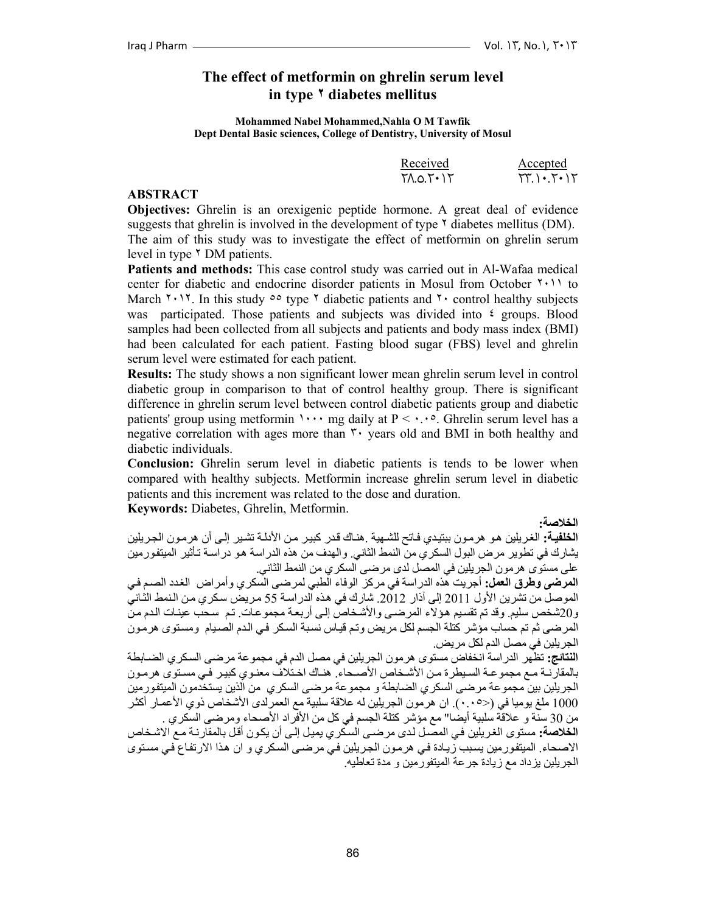# The effect of metformin on ghrelin serum level in type ٢ diabetes mellitus

**Mohammed Nabel Mohammed,Nahla O M Tawfik**
**Dept Dental Basic sciences, College of Dentistry, University of Mosul**

| Received | Accepted |
|---|---|
| ٢٨.٥.٢٠١٢ | ٢٣.١٠.٢٠١٢ |

## ABSTRACT

**Objectives:** Ghrelin is an orexigenic peptide hormone. A great deal of evidence suggests that ghrelin is involved in the development of type ٢ diabetes mellitus (DM). The aim of this study was to investigate the effect of metformin on ghrelin serum level in type ٢ DM patients.

**Patients and methods:** This case control study was carried out in Al-Wafaa medical center for diabetic and endocrine disorder patients in Mosul from October ٢٠١١ to March ٢٠١٢. In this study ٥٥ type ٢ diabetic patients and ٢٠ control healthy subjects was participated. Those patients and subjects was divided into ٤ groups. Blood samples had been collected from all subjects and patients and body mass index (BMI) had been calculated for each patient. Fasting blood sugar (FBS) level and ghrelin serum level were estimated for each patient.

**Results:** The study shows a non significant lower mean ghrelin serum level in control diabetic group in comparison to that of control healthy group. There is significant difference in ghrelin serum level between control diabetic patients group and diabetic patients' group using metformin ١٠٠٠ mg daily at P < ٠.٠٥. Ghrelin serum level has a negative correlation with ages more than ٣٠ years old and BMI in both healthy and diabetic individuals.

**Conclusion:** Ghrelin serum level in diabetic patients is tends to be lower when compared with healthy subjects. Metformin increase ghrelin serum level in diabetic patients and this increment was related to the dose and duration.

**Keywords:** Diabetes, Ghrelin, Metformin.

**الخلاصة:**

**الخلفية:** الغريلين هو هرمون ببتيدي فاتح للشهية .هناك قدر كبير من الأدلة تشير إلى أن هرمون الجريلين يشارك في تطوير مرض البول السكري من النمط الثاني. والهدف من هذه الدراسة هو دراسة تأثير الميتفورمين على مستوى هرمون الجريلين في المصل لدى مرضى السكري من النمط الثاني.

**المرضى وطرق العمل:** أجريت هذه الدراسة في مركز الوفاء الطبي لمرضى السكري وأمراض الغدد الصم في الموصل من تشرين الأول 2011 إلى آذار 2012. شارك في هذه الدراسة 55 مريض سكري من النمط الثاني و20شخص سليم. وقد تم تقسيم هؤلاء المرضى والأشخاص إلى أربعة مجموعات. تم سحب عينات الدم من المرضى ثم تم حساب مؤشر كتلة الجسم لكل مريض وتم قياس نسبة السكر في الدم الصيام ومستوى هرمون الجريلين في مصل الدم لكل مريض.

**النتائج:** تظهر الدراسة انخفاض مستوى هرمون الجريلين في مصل الدم في مجموعة مرضى السكري الضابطة بالمقارنة مع مجموعة السيطرة من الأشخاص الأصحاء. هناك اختلاف معنوي كبير في مستوى هرمون الجريلين بين مجموعة مرضى السكري الضابطة و مجموعة مرضى السكري من الذين يستخدمون الميتفورمين 1000 ملغ يوميا في (<٠.٠٥). ان هرمون الجريلين له علاقة سلبية مع العمرلدى الأشخاص ذوي الأعمار أكثر من 30 سنة و علاقة سلبية أيضا" مع مؤشر كتلة الجسم في كل من الأفراد الأصحاء ومرضى السكري .

**الخلاصة:** مستوى الغريلين في المصل لدى مرضى السكري يميل إلى أن يكون أقل بالمقارنة مع الاشخاص الاصحاء. الميتفورمين يسبب زيادة في هرمون الجريلين في مرضى السكري و ان هذا الارتفاع في مستوى الجريلين يزداد مع زيادة جرعة الميتفورمين و مدة تعاطيه.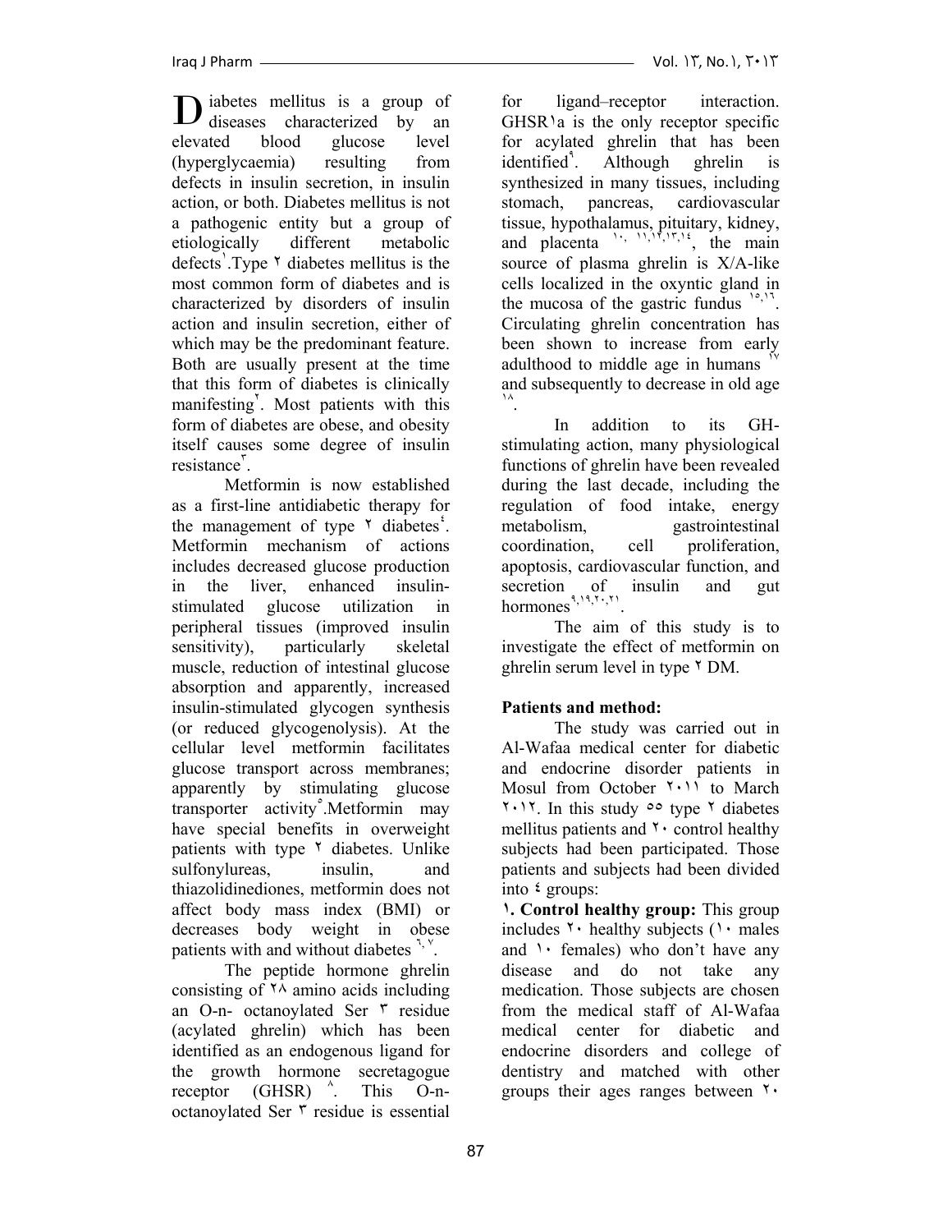Diabetes mellitus is a group of diseases characterized by an elevated blood glucose level (hyperglycaemia) resulting from defects in insulin secretion, in insulin action, or both. Diabetes mellitus is not a pathogenic entity but a group of etiologically different metabolic defects[١].Type ٢ diabetes mellitus is the most common form of diabetes and is characterized by disorders of insulin action and insulin secretion, either of which may be the predominant feature. Both are usually present at the time that this form of diabetes is clinically manifesting[٢]. Most patients with this form of diabetes are obese, and obesity itself causes some degree of insulin resistance[٣].

Metformin is now established as a first-line antidiabetic therapy for the management of type ٢ diabetes[٤]. Metformin mechanism of actions includes decreased glucose production in the liver, enhanced insulin-stimulated glucose utilization in peripheral tissues (improved insulin sensitivity), particularly skeletal muscle, reduction of intestinal glucose absorption and apparently, increased insulin-stimulated glycogen synthesis (or reduced glycogenolysis). At the cellular level metformin facilitates glucose transport across membranes; apparently by stimulating glucose transporter activity[٥].Metformin may have special benefits in overweight patients with type ٢ diabetes. Unlike sulfonylureas, insulin, and thiazolidinediones, metformin does not affect body mass index (BMI) or decreases body weight in obese patients with and without diabetes [٦,٧].

The peptide hormone ghrelin consisting of ٢٨ amino acids including an O-n- octanoylated Ser ٣ residue (acylated ghrelin) which has been identified as an endogenous ligand for the growth hormone secretagogue receptor (GHSR) [٨]. This O-n-octanoylated Ser ٣ residue is essential for ligand–receptor interaction. GHSR١a is the only receptor specific for acylated ghrelin that has been identified[٩]. Although ghrelin is synthesized in many tissues, including stomach, pancreas, cardiovascular tissue, hypothalamus, pituitary, kidney, and placenta [١٠, ١١,١٢,١٣,١٤], the main source of plasma ghrelin is X/A-like cells localized in the oxyntic gland in the mucosa of the gastric fundus [١٥,١٦]. Circulating ghrelin concentration has been shown to increase from early adulthood to middle age in humans [١٧] and subsequently to decrease in old age [١٨].

In addition to its GH-stimulating action, many physiological functions of ghrelin have been revealed during the last decade, including the regulation of food intake, energy metabolism, gastrointestinal coordination, cell proliferation, apoptosis, cardiovascular function, and secretion of insulin and gut hormones[٩,١٩,٢٠,٢١].

The aim of this study is to investigate the effect of metformin on ghrelin serum level in type ٢ DM.

**Patients and method:**

The study was carried out in Al-Wafaa medical center for diabetic and endocrine disorder patients in Mosul from October ٢٠١١ to March ٢٠١٢. In this study ٥٥ type ٢ diabetes mellitus patients and ٢٠ control healthy subjects had been participated. Those patients and subjects had been divided into ٤ groups:

**١. Control healthy group:** This group includes ٢٠ healthy subjects (١٠ males and ١٠ females) who don't have any disease and do not take any medication. Those subjects are chosen from the medical staff of Al-Wafaa medical center for diabetic and endocrine disorders and college of dentistry and matched with other groups their ages ranges between ٢٠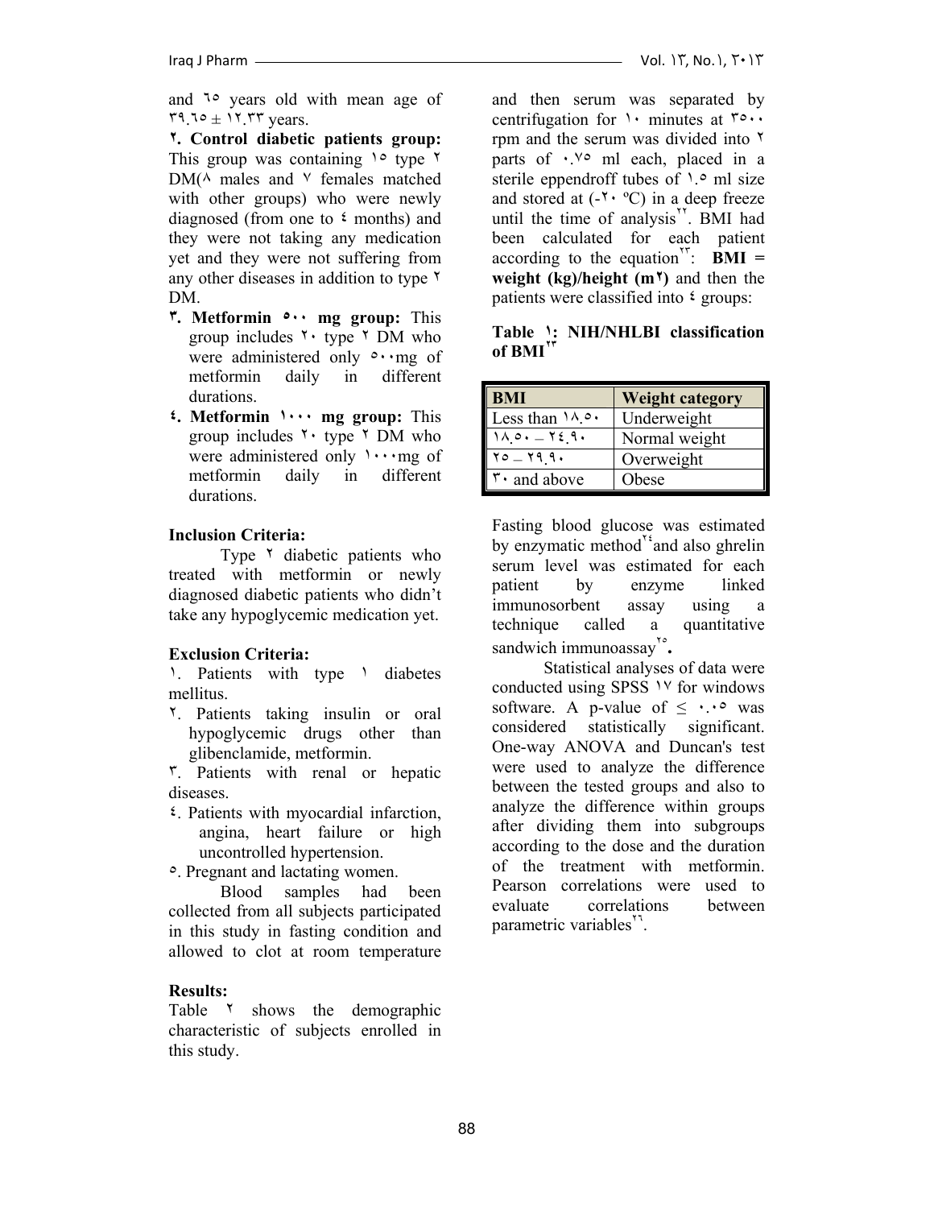and ٦٥ years old with mean age of ٣٩.٦٥ ± ١٢.٣٣ years.

**٢. Control diabetic patients group:** This group was containing ١٥ type ٢ DM(٨ males and ٧ females matched with other groups) who were newly diagnosed (from one to ٤ months) and they were not taking any medication yet and they were not suffering from any other diseases in addition to type ٢ DM.

**٣. Metformin ٥٠٠ mg group:** This group includes ٢٠ type ٢ DM who were administered only ٥٠٠mg of metformin daily in different durations.

**٤. Metformin ١٠٠٠ mg group:** This group includes ٢٠ type ٢ DM who were administered only ١٠٠٠mg of metformin daily in different durations.

**Inclusion Criteria:**

Type ٢ diabetic patients who treated with metformin or newly diagnosed diabetic patients who didn't take any hypoglycemic medication yet.

**Exclusion Criteria:**

١. Patients with type ١ diabetes mellitus.

٢. Patients taking insulin or oral hypoglycemic drugs other than glibenclamide, metformin.

٣. Patients with renal or hepatic diseases.

٤. Patients with myocardial infarction, angina, heart failure or high uncontrolled hypertension.

٥. Pregnant and lactating women.

Blood samples had been collected from all subjects participated in this study in fasting condition and allowed to clot at room temperature and then serum was separated by centrifugation for ١٠ minutes at ٣٥٠٠ rpm and the serum was divided into ٢ parts of ٠.٧٥ ml each, placed in a sterile eppendroff tubes of ١.٥ ml size and stored at (-٢٠ ºC) in a deep freeze until the time of analysis[٢٢]. BMI had been calculated for each patient according to the equation[٢٣]: **BMI = weight (kg)/height (m٢)** and then the patients were classified into ٤ groups:

**Table ١: NIH/NHLBI classification of BMI[٢٣]**

| BMI | Weight category |
|---|---|
| Less than ١٨.٥٠ | Underweight |
| ١٨.٥٠ – ٢٤.٩٠ | Normal weight |
| ٢٥ – ٢٩.٩٠ | Overweight |
| ٣٠ and above | Obese |

Fasting blood glucose was estimated by enzymatic method[٢٤] and also ghrelin serum level was estimated for each patient by enzyme linked immunosorbent assay using a technique called a quantitative sandwich immunoassay[٢٥].

Statistical analyses of data were conducted using SPSS ١٧ for windows software. A p-value of ≤ ٠.٠٥ was considered statistically significant. One-way ANOVA and Duncan's test were used to analyze the difference between the tested groups and also to analyze the difference within groups after dividing them into subgroups according to the dose and the duration of the treatment with metformin. Pearson correlations were used to evaluate correlations between parametric variables[٢٦].

**Results:**

Table ٢ shows the demographic characteristic of subjects enrolled in this study.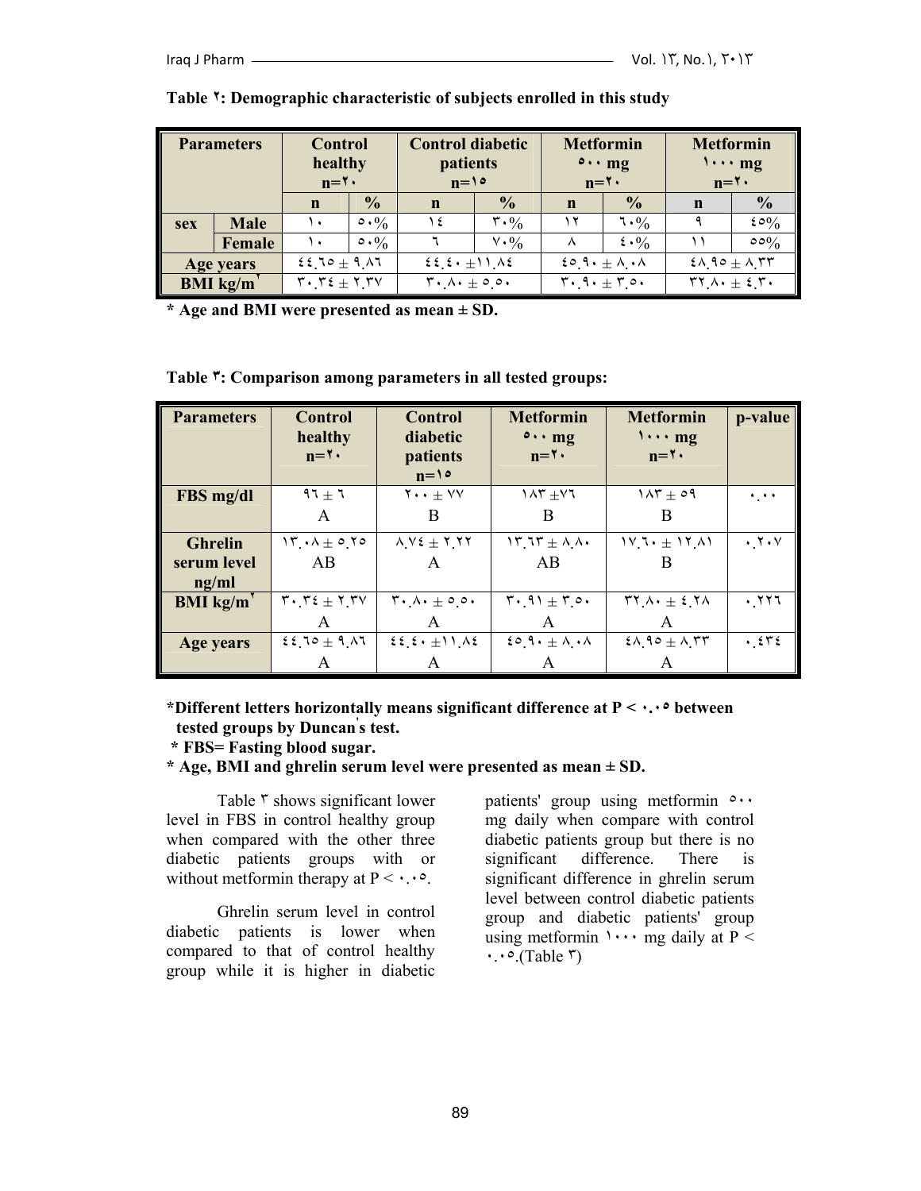**Table ٢: Demographic characteristic of subjects enrolled in this study**

| Parameters | | Control healthy n=٢٠ | | Control diabetic patients n=١٥ | | Metformin ٥٠٠ mg n=٢٠ | | Metformin ١٠٠٠ mg n=٢٠ | |
|---|---|---|---|---|---|---|---|---|---|
| | | n | % | n | % | n | % | n | % |
| sex | Male | ١٠ | ٥٠% | ١٤ | ٣٠% | ١٢ | ٦٠% | ٩ | ٤٥% |
| | Female | ١٠ | ٥٠% | ٦ | ٧٠% | ٨ | ٤٠% | ١١ | ٥٥% |
| Age years | | ٤٤.٦٥ ± ٩.٨٦ | | ٤٤.٤٠ ±١١.٨٤ | | ٤٥.٩٠ ± ٨.٠٨ | | ٤٨.٩٥ ± ٨.٣٣ | |
| BMI kg/m$^{٢}$ | | ٣٠.٣٤ ± ٢.٣٧ | | ٣٠.٨٠ ± ٥.٥٠ | | ٣٠.٩٠ ± ٣.٥٠ | | ٣٢.٨٠ ± ٤.٣٠ | |

**\* Age and BMI were presented as mean ± SD.**

**Table ٣: Comparison among parameters in all tested groups:**

| Parameters | Control healthy n=٢٠ | Control diabetic patients n=١٥ | Metformin ٥٠٠ mg n=٢٠ | Metformin ١٠٠٠ mg n=٢٠ | p-value |
|---|---|---|---|---|---|
| FBS mg/dl | ٩٦ ± ٦ A | ٢٠٠ ± ٧٧ B | ١٨٣ ±٧٦ B | ١٨٣ ± ٥٩ B | ٠.٠٠ |
| Ghrelin serum level ng/ml | ١٣.٠٨ ± ٥.٢٥ AB | ٨.٧٤ ± ٢.٢٢ A | ١٣.٦٣ ± ٨.٨٠ AB | ١٧.٦٠ ± ١٢.٨١ B | ٠.٢٠٧ |
| BMI kg/m$^{٢}$ | ٣٠.٣٤ ± ٢.٣٧ A | ٣٠.٨٠ ± ٥.٥٠ A | ٣٠.٩١ ± ٣.٥٠ A | ٣٢.٨٠ ± ٤.٢٨ A | ٠.٢٢٦ |
| Age years | ٤٤.٦٥ ± ٩.٨٦ A | ٤٤.٤٠ ±١١.٨٤ A | ٤٥.٩٠ ± ٨.٠٨ A | ٤٨.٩٥ ± ٨.٣٣ A | ٠.٤٣٤ |

**\*Different letters horizontally means significant difference at P < ٠.٠٥ between tested groups by Duncan's test.**
**\* FBS= Fasting blood sugar.**
**\* Age, BMI and ghrelin serum level were presented as mean ± SD.**

Table ٣ shows significant lower level in FBS in control healthy group when compared with the other three diabetic patients groups with or without metformin therapy at P < ٠.٠٥.

Ghrelin serum level in control diabetic patients is lower when compared to that of control healthy group while it is higher in diabetic patients' group using metformin ٥٠٠ mg daily when compare with control diabetic patients group but there is no significant difference. There is significant difference in ghrelin serum level between control diabetic patients group and diabetic patients' group using metformin ١٠٠٠ mg daily at P < ٠.٠٥.(Table ٣)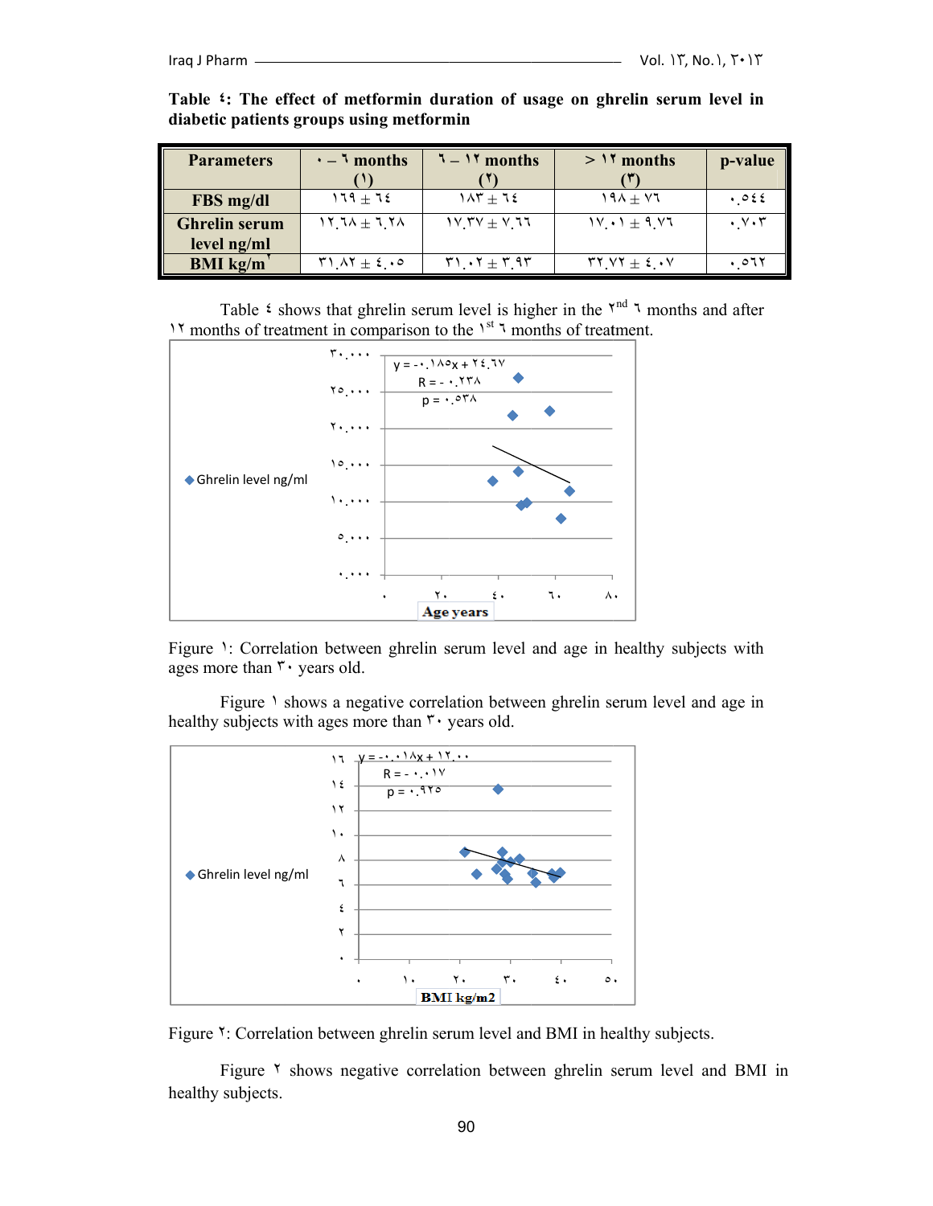**Table ٤: The effect of metformin duration of usage on ghrelin serum level in diabetic patients groups using metformin**

| Parameters | ٠ – ٦ months (١) | ٦ – ١٢ months (٢) | > ١٢ months (٣) | p-value |
|---|---|---|---|---|
| FBS mg/dl | ١٦٩ ± ٦٤ | ١٨٣ ± ٦٤ | ١٩٨ ± ٧٦ | ٠.٥٤٤ |
| Ghrelin serum level ng/ml | ١٢.٦٨ ± ٦.٢٨ | ١٧.٣٧ ± ٧.٦٦ | ١٧.٠١ ± ٩.٧٦ | ٠.٧٠٣ |
| BMI kg/m² | ٣١.٨٢ ± ٤.٠٥ | ٣١.٠٢ ± ٣.٩٣ | ٣٢.٧٢ ± ٤.٠٧ | ٠.٥٦٢ |

Table ٤ shows that ghrelin serum level is higher in the ٢nd ٦ months and after ١٢ months of treatment in comparison to the ١st ٦ months of treatment.

Figure ١: Correlation between ghrelin serum level and age in healthy subjects with ages more than ٣٠ years old.

Figure ١ shows a negative correlation between ghrelin serum level and age in healthy subjects with ages more than ٣٠ years old.

Figure ٢: Correlation between ghrelin serum level and BMI in healthy subjects.

Figure ٢ shows negative correlation between ghrelin serum level and BMI in healthy subjects.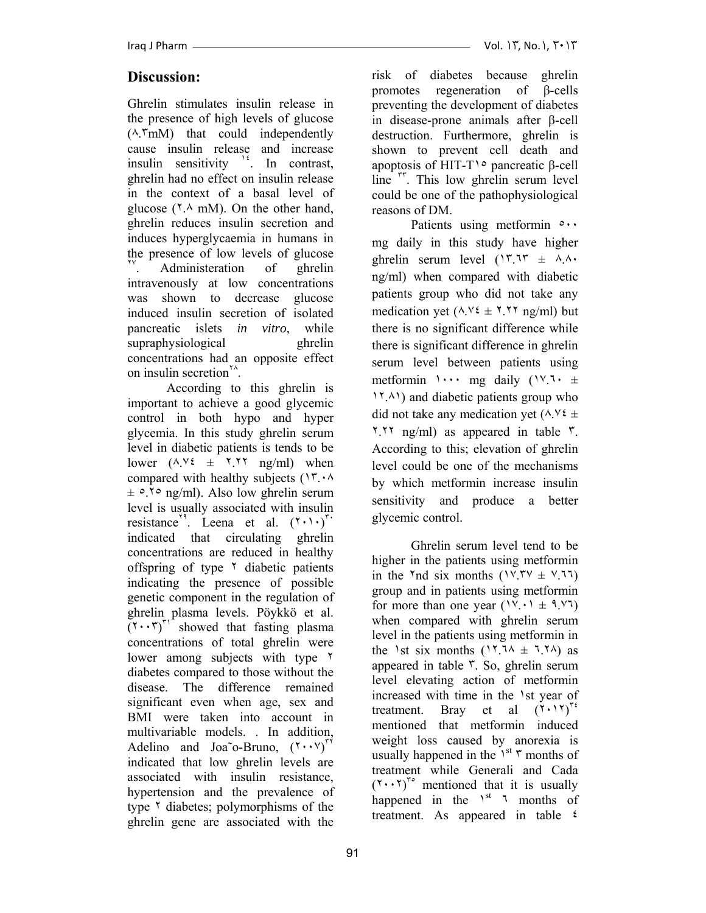## Discussion:

Ghrelin stimulates insulin release in the presence of high levels of glucose (٨.٣mM) that could independently cause insulin release and increase insulin sensitivity [١٤]. In contrast, ghrelin had no effect on insulin release in the context of a basal level of glucose (٢.٨ mM). On the other hand, ghrelin reduces insulin secretion and induces hyperglycaemia in humans in the presence of low levels of glucose [٢٧]. Administeration of ghrelin intravenously at low concentrations was shown to decrease glucose induced insulin secretion of isolated pancreatic islets *in vitro*, while supraphysiological ghrelin concentrations had an opposite effect on insulin secretion[٢٨].

According to this ghrelin is important to achieve a good glycemic control in both hypo and hyper glycemia. In this study ghrelin serum level in diabetic patients is tends to be lower (٨.٧٤ ± ٢.٢٢ ng/ml) when compared with healthy subjects (١٣.٠٨ ± ٥.٢٥ ng/ml). Also low ghrelin serum level is usually associated with insulin resistance[٢٩]. Leena et al. (٢٠١٠)[٣٠] indicated that circulating ghrelin concentrations are reduced in healthy offspring of type ٢ diabetic patients indicating the presence of possible genetic component in the regulation of ghrelin plasma levels. Pöykkö et al. (٢٠٠٣)[٣١] showed that fasting plasma concentrations of total ghrelin were lower among subjects with type ٢ diabetes compared to those without the disease. The difference remained significant even when age, sex and BMI were taken into account in multivariable models. . In addition, Adelino and Joa˜o-Bruno, (٢٠٠٧)[٣٢] indicated that low ghrelin levels are associated with insulin resistance, hypertension and the prevalence of type ٢ diabetes; polymorphisms of the ghrelin gene are associated with the risk of diabetes because ghrelin promotes regeneration of β-cells preventing the development of diabetes in disease-prone animals after β-cell destruction. Furthermore, ghrelin is shown to prevent cell death and apoptosis of HIT-T١٥ pancreatic β-cell line [٣٣]. This low ghrelin serum level could be one of the pathophysiological reasons of DM.

Patients using metformin ٥٠٠ mg daily in this study have higher ghrelin serum level (١٣.٦٣ ± ٨.٨٠ ng/ml) when compared with diabetic patients group who did not take any medication yet (٨.٧٤ ± ٢.٢٢ ng/ml) but there is no significant difference while there is significant difference in ghrelin serum level between patients using metformin ١٠٠٠ mg daily (١٧.٦٠ ± ١٢.٨١) and diabetic patients group who did not take any medication yet (٨.٧٤ ± ٢.٢٢ ng/ml) as appeared in table ٣. According to this; elevation of ghrelin level could be one of the mechanisms by which metformin increase insulin sensitivity and produce a better glycemic control.

Ghrelin serum level tend to be higher in the patients using metformin in the ٢nd six months (١٧.٣٧ ± ٧.٦٦) group and in patients using metformin for more than one year (١٧.٠١ ± ٩.٧٦) when compared with ghrelin serum level in the patients using metformin in the ١st six months (١٢.٦٨ ± ٦.٢٨) as appeared in table ٣. So, ghrelin serum level elevating action of metformin increased with time in the ١st year of treatment. Bray et al (٢٠١٢)[٣٤] mentioned that metformin induced weight loss caused by anorexia is usually happened in the ١st ٣ months of treatment while Generali and Cada (٢٠٠٢)[٣٥] mentioned that it is usually happened in the ١st ٦ months of treatment. As appeared in table ٤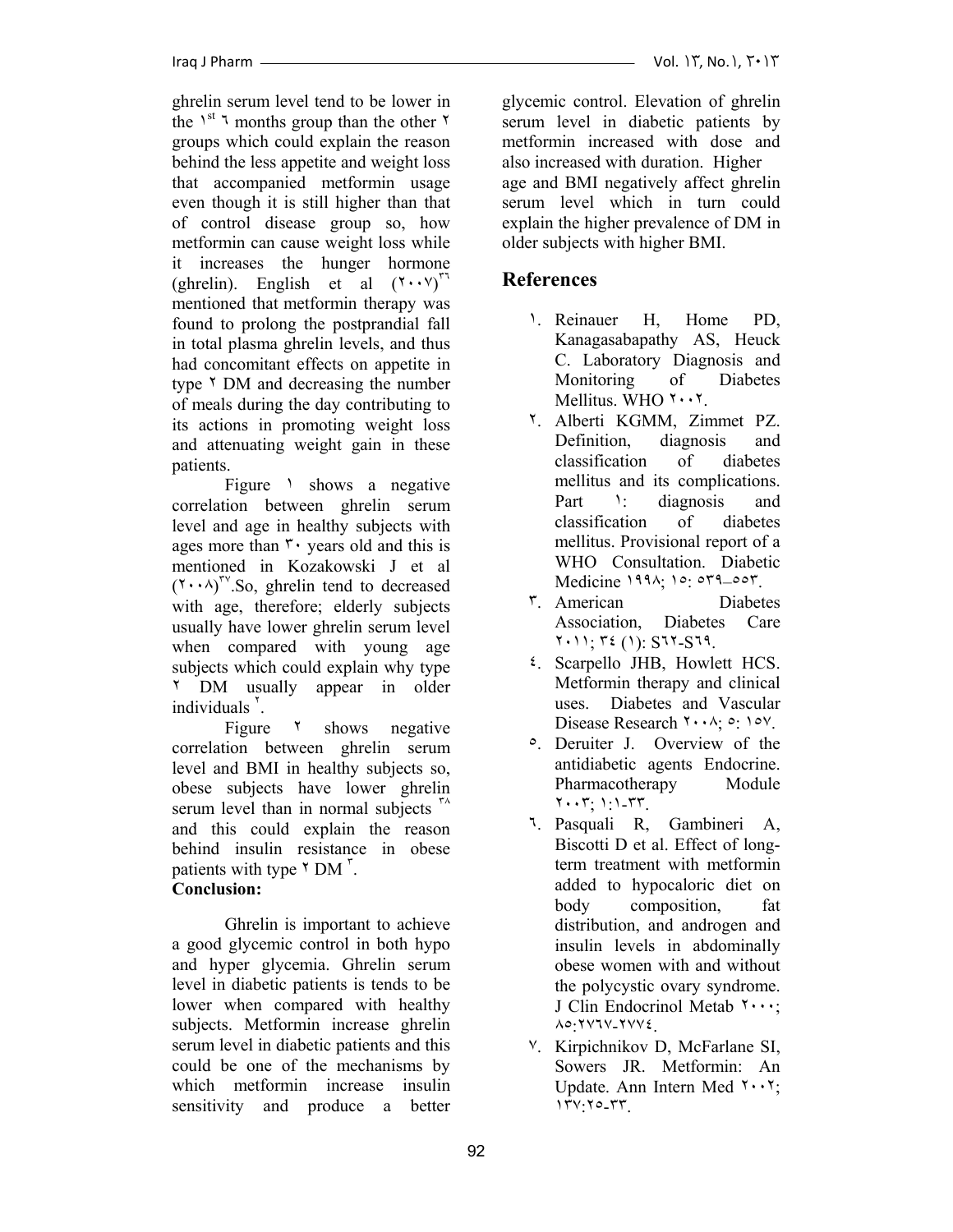ghrelin serum level tend to be lower in the ١st ٦ months group than the other ٢ groups which could explain the reason behind the less appetite and weight loss that accompanied metformin usage even though it is still higher than that of control disease group so, how metformin can cause weight loss while it increases the hunger hormone (ghrelin). English et al (٢٠٠٧)[٣٦] mentioned that metformin therapy was found to prolong the postprandial fall in total plasma ghrelin levels, and thus had concomitant effects on appetite in type ٢ DM and decreasing the number of meals during the day contributing to its actions in promoting weight loss and attenuating weight gain in these patients.

Figure ١ shows a negative correlation between ghrelin serum level and age in healthy subjects with ages more than ٣٠ years old and this is mentioned in Kozakowski J et al (٢٠٠٨)[٣٧].So, ghrelin tend to decreased with age, therefore; elderly subjects usually have lower ghrelin serum level when compared with young age subjects which could explain why type ٢ DM usually appear in older individuals [٢].

Figure ٢ shows negative correlation between ghrelin serum level and BMI in healthy subjects so, obese subjects have lower ghrelin serum level than in normal subjects [٣٨] and this could explain the reason behind insulin resistance in obese patients with type ٢ DM [٣].

**Conclusion:**

Ghrelin is important to achieve a good glycemic control in both hypo and hyper glycemia. Ghrelin serum level in diabetic patients is tends to be lower when compared with healthy subjects. Metformin increase ghrelin serum level in diabetic patients and this could be one of the mechanisms by which metformin increase insulin sensitivity and produce a better glycemic control. Elevation of ghrelin serum level in diabetic patients by metformin increased with dose and also increased with duration. Higher age and BMI negatively affect ghrelin serum level which in turn could explain the higher prevalence of DM in older subjects with higher BMI.

## References

١. Reinauer H, Home PD, Kanagasabapathy AS, Heuck C. Laboratory Diagnosis and Monitoring of Diabetes Mellitus. WHO ٢٠٠٢.

٢. Alberti KGMM, Zimmet PZ. Definition, diagnosis and classification of diabetes mellitus and its complications. Part ١: diagnosis and classification of diabetes mellitus. Provisional report of a WHO Consultation. Diabetic Medicine ١٩٩٨; ١٥: ٥٣٩–٥٥٣.

٣. American Diabetes Association, Diabetes Care ٢٠١١; ٣٤ (١): S٦٢-S٦٩.

٤. Scarpello JHB, Howlett HCS. Metformin therapy and clinical uses. Diabetes and Vascular Disease Research ٢٠٠٨; ٥: ١٥٧.

٥. Deruiter J. Overview of the antidiabetic agents Endocrine. Pharmacotherapy Module ٢٠٠٣; ١:١-٣٣.

٦. Pasquali R, Gambineri A, Biscotti D et al. Effect of long-term treatment with metformin added to hypocaloric diet on body composition, fat distribution, and androgen and insulin levels in abdominally obese women with and without the polycystic ovary syndrome. J Clin Endocrinol Metab ٢٠٠٠; ٨٥:٢٧٦٧-٢٧٧٤.

٧. Kirpichnikov D, McFarlane SI, Sowers JR. Metformin: An Update. Ann Intern Med ٢٠٠٢; ١٣٧:٢٥-٣٣.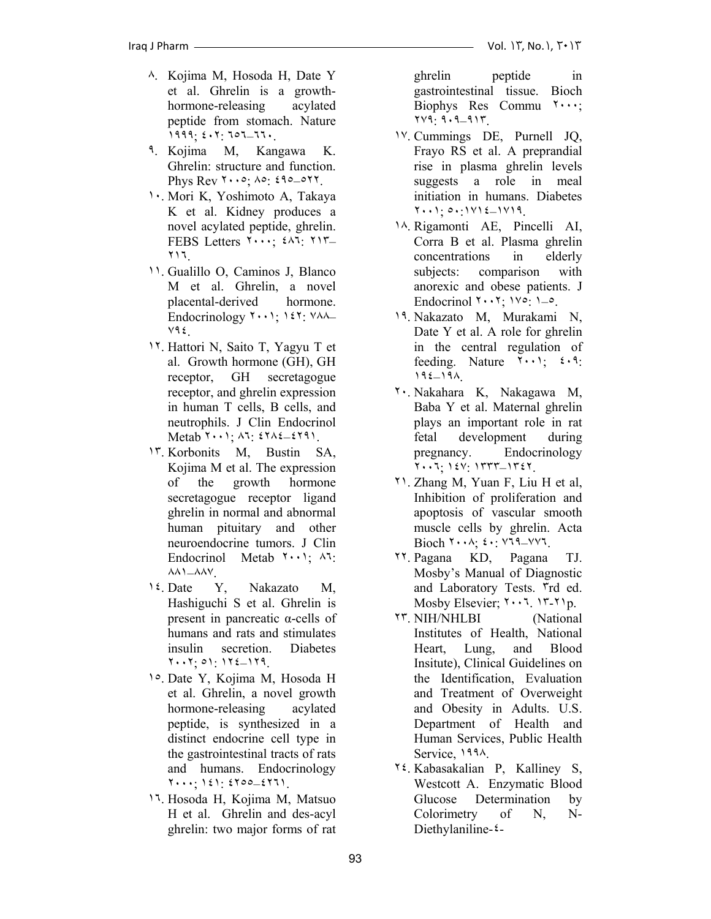٨. Kojima M, Hosoda H, Date Y et al. Ghrelin is a growth-hormone-releasing acylated peptide from stomach. Nature ١٩٩٩; ٤٠٢: ٦٥٦–٦٦٠.
٩. Kojima M, Kangawa K. Ghrelin: structure and function. Phys Rev ٢٠٠٥; ٨٥: ٤٩٥–٥٢٢.
١٠. Mori K, Yoshimoto A, Takaya K et al. Kidney produces a novel acylated peptide, ghrelin. FEBS Letters ٢٠٠٠; ٤٨٦: ٢١٣–٢١٦.
١١. Gualillo O, Caminos J, Blanco M et al. Ghrelin, a novel placental-derived hormone. Endocrinology ٢٠٠١; ١٤٢: ٧٨٨–٧٩٤.
١٢. Hattori N, Saito T, Yagyu T et al. Growth hormone (GH), GH receptor, GH secretagogue receptor, and ghrelin expression in human T cells, B cells, and neutrophils. J Clin Endocrinol Metab ٢٠٠١; ٨٦: ٤٢٨٤–٤٢٩١.
١٣. Korbonits M, Bustin SA, Kojima M et al. The expression of the growth hormone secretagogue receptor ligand ghrelin in normal and abnormal human pituitary and other neuroendocrine tumors. J Clin Endocrinol Metab ٢٠٠١; ٨٦: ٨٨١–٨٨٧.
١٤. Date Y, Nakazato M, Hashiguchi S et al. Ghrelin is present in pancreatic α-cells of humans and rats and stimulates insulin secretion. Diabetes ٢٠٠٢; ٥١: ١٢٤–١٢٩.
١٥. Date Y, Kojima M, Hosoda H et al. Ghrelin, a novel growth hormone-releasing acylated peptide, is synthesized in a distinct endocrine cell type in the gastrointestinal tracts of rats and humans. Endocrinology ٢٠٠٠; ١٤١: ٤٢٥٥–٤٢٦١.
١٦. Hosoda H, Kojima M, Matsuo H et al. Ghrelin and des-acyl ghrelin: two major forms of rat ghrelin peptide in gastrointestinal tissue. Bioch Biophys Res Commu ٢٠٠٠; ٢٧٩: ٩٠٩–٩١٣.
١٧. Cummings DE, Purnell JQ, Frayo RS et al. A preprandial rise in plasma ghrelin levels suggests a role in meal initiation in humans. Diabetes ٢٠٠١; ٥٠:١٧١٤–١٧١٩.
١٨. Rigamonti AE, Pincelli AI, Corra B et al. Plasma ghrelin concentrations in elderly subjects: comparison with anorexic and obese patients. J Endocrinol ٢٠٠٢; ١٧٥: ١–٥.
١٩. Nakazato M, Murakami N, Date Y et al. A role for ghrelin in the central regulation of feeding. Nature ٢٠٠١; ٤٠٩: ١٩٤–١٩٨.
٢٠. Nakahara K, Nakagawa M, Baba Y et al. Maternal ghrelin plays an important role in rat fetal development during pregnancy. Endocrinology ٢٠٠٦; ١٤٧: ١٣٣٣–١٣٤٢.
٢١. Zhang M, Yuan F, Liu H et al, Inhibition of proliferation and apoptosis of vascular smooth muscle cells by ghrelin. Acta Bioch ٢٠٠٨; ٤٠: ٧٦٩–٧٧٦.
٢٢. Pagana KD, Pagana TJ. Mosby's Manual of Diagnostic and Laboratory Tests. ٣rd ed. Mosby Elsevier; ٢٠٠٦. ١٣-٢١p.
٢٣. NIH/NHLBI (National Institutes of Health, National Heart, Lung, and Blood Insitute), Clinical Guidelines on the Identification, Evaluation and Treatment of Overweight and Obesity in Adults. U.S. Department of Health and Human Services, Public Health Service, ١٩٩٨.
٢٤. Kabasakalian P, Kalliney S, Westcott A. Enzymatic Blood Glucose Determination by Colorimetry of N, N-Diethylaniline-٤-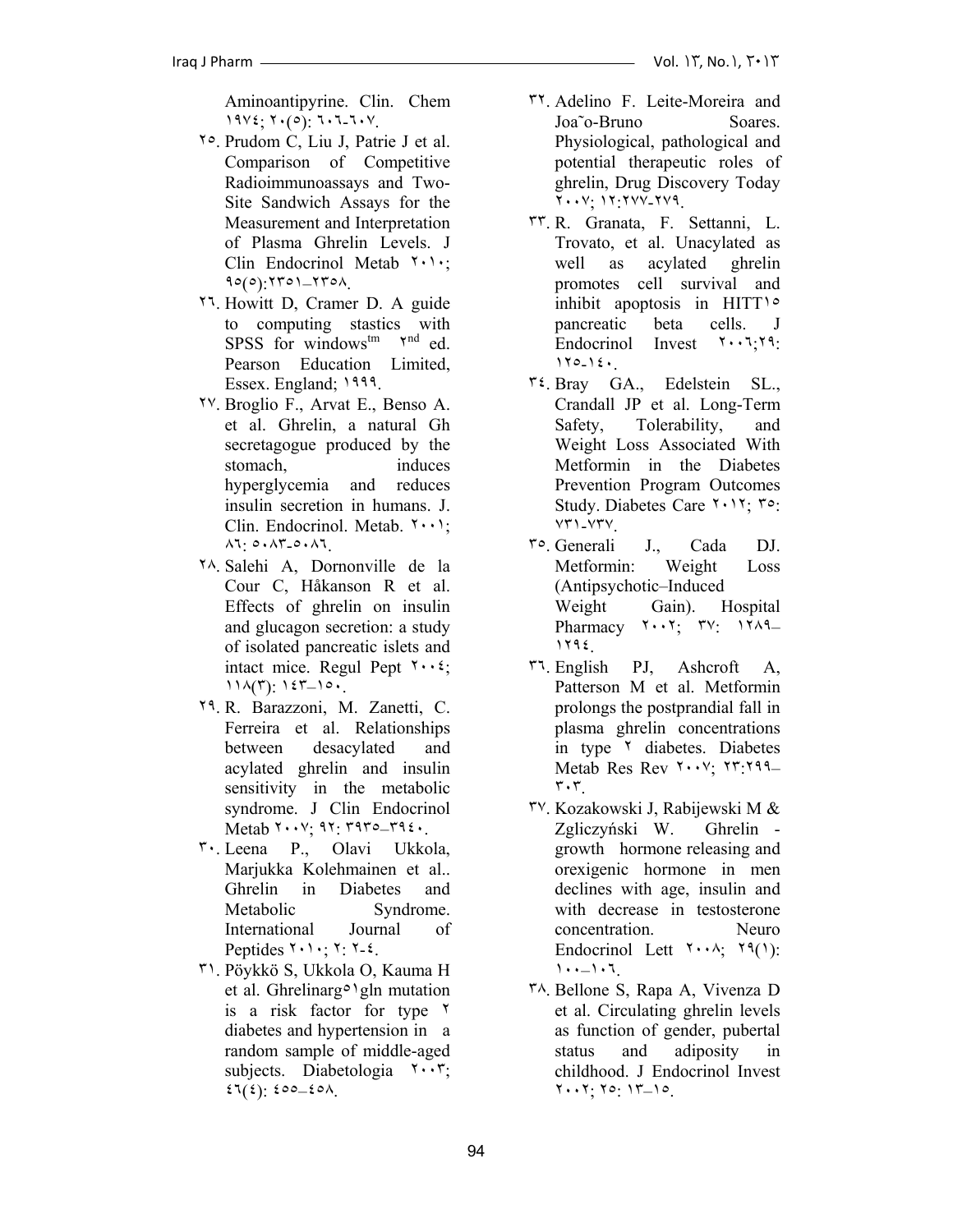Aminoantipyrine. Clin. Chem ١٩٧٤; ٢٠(٥): ٦٠٦-٦٠٧.

٢٥. Prudom C, Liu J, Patrie J et al. Comparison of Competitive Radioimmunoassays and Two-Site Sandwich Assays for the Measurement and Interpretation of Plasma Ghrelin Levels. J Clin Endocrinol Metab ٢٠١٠; ٩٥(٥):٢٣٥١–٢٣٥٨.

٢٦. Howitt D, Cramer D. A guide to computing stastics with SPSS for windows[tm] ٢[nd] ed. Pearson Education Limited, Essex. England; ١٩٩٩.

٢٧. Broglio F., Arvat E., Benso A. et al. Ghrelin, a natural Gh secretagogue produced by the stomach, induces hyperglycemia and reduces insulin secretion in humans. J. Clin. Endocrinol. Metab. ٢٠٠١; ٨٦: ٥٠٨٣-٥٠٨٦.

٢٨. Salehi A, Dornonville de la Cour C, Håkanson R et al. Effects of ghrelin on insulin and glucagon secretion: a study of isolated pancreatic islets and intact mice. Regul Pept ٢٠٠٤; ١١٨(٣): ١٤٣–١٥٠.

٢٩. R. Barazzoni, M. Zanetti, C. Ferreira et al. Relationships between desacylated and acylated ghrelin and insulin sensitivity in the metabolic syndrome. J Clin Endocrinol Metab ٢٠٠٧; ٩٢: ٣٩٣٥–٣٩٤٠.

٣٠. Leena P., Olavi Ukkola, Marjukka Kolehmainen et al.. Ghrelin in Diabetes and Metabolic Syndrome. International Journal of Peptides ٢٠١٠; ٢: ٢-٤.

٣١. Pöykkö S, Ukkola O, Kauma H et al. Ghrelinarg٥١gln mutation is a risk factor for type ٢ diabetes and hypertension in a random sample of middle-aged subjects. Diabetologia ٢٠٠٣; ٤٦(٤): ٤٥٥–٤٥٨.

٣٢. Adelino F. Leite-Moreira and Joa˜o-Bruno Soares. Physiological, pathological and potential therapeutic roles of ghrelin, Drug Discovery Today ٢٠٠٧; ١٢:٢٧٧-٢٧٩.

٣٣. R. Granata, F. Settanni, L. Trovato, et al. Unacylated as well as acylated ghrelin promotes cell survival and inhibit apoptosis in HITT١٥ pancreatic beta cells. J Endocrinol Invest ٢٠٠٦;٢٩: ١٢٥-١٤٠.

٣٤. Bray GA., Edelstein SL., Crandall JP et al. Long-Term Safety, Tolerability, and Weight Loss Associated With Metformin in the Diabetes Prevention Program Outcomes Study. Diabetes Care ٢٠١٢; ٣٥: ٧٣١-٧٣٧.

٣٥. Generali J., Cada DJ. Metformin: Weight Loss (Antipsychotic–Induced Weight Gain). Hospital Pharmacy ٢٠٠٢; ٣٧: ١٢٨٩–١٢٩٤.

٣٦. English PJ, Ashcroft A, Patterson M et al. Metformin prolongs the postprandial fall in plasma ghrelin concentrations in type ٢ diabetes. Diabetes Metab Res Rev ٢٠٠٧; ٢٣:٢٩٩–٣٠٣.

٣٧. Kozakowski J, Rabijewski M & Zgliczyński W. Ghrelin - growth hormone releasing and orexigenic hormone in men declines with age, insulin and with decrease in testosterone concentration. Neuro Endocrinol Lett ٢٠٠٨; ٢٩(١): ١٠٠–١٠٦.

٣٨. Bellone S, Rapa A, Vivenza D et al. Circulating ghrelin levels as function of gender, pubertal status and adiposity in childhood. J Endocrinol Invest ٢٠٠٢; ٢٥: ١٣–١٥.